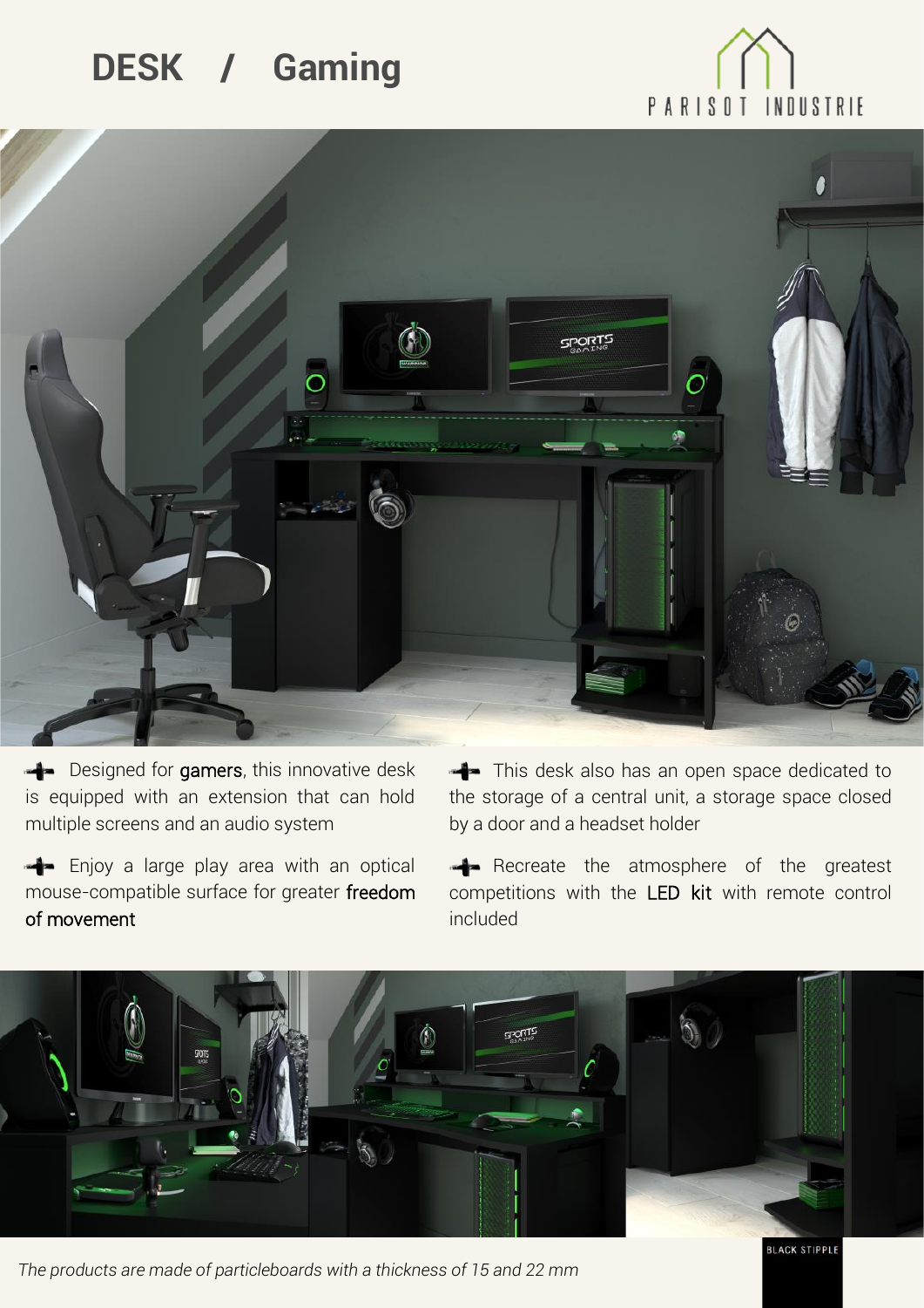# DESK / Gaming

PARISOT INDUSTRIE

- Designed for **gamers**, this innovative desk is equipped with an extension that can hold multiple screens and an audio system
- Enjoy a large play area with an optical mouse-compatible surface for greater **freedom of movement**
- This desk also has an open space dedicated to the storage of a central unit, a storage space closed by a door and a headset holder
- Recreate the atmosphere of the greatest competitions with the **LED kit** with remote control included

BLACK STIPPLE

*The products are made of particleboards with a thickness of 15 and 22 mm*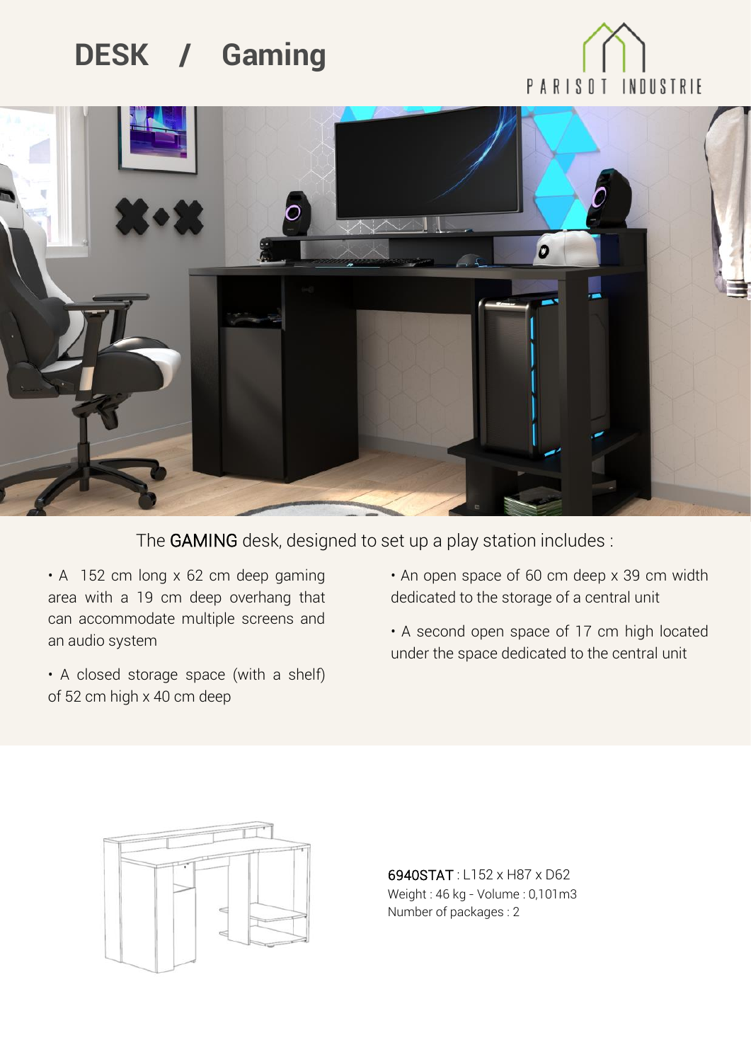# DESK / Gaming

PARISOT INDUSTRIE

The GAMING desk, designed to set up a play station includes :

- A 152 cm long x 62 cm deep gaming area with a 19 cm deep overhang that can accommodate multiple screens and an audio system
- A closed storage space (with a shelf) of 52 cm high x 40 cm deep
- An open space of 60 cm deep x 39 cm width dedicated to the storage of a central unit
- A second open space of 17 cm high located under the space dedicated to the central unit

6940STAT : L152 x H87 x D62
Weight : 46 kg - Volume : 0,101m3
Number of packages : 2